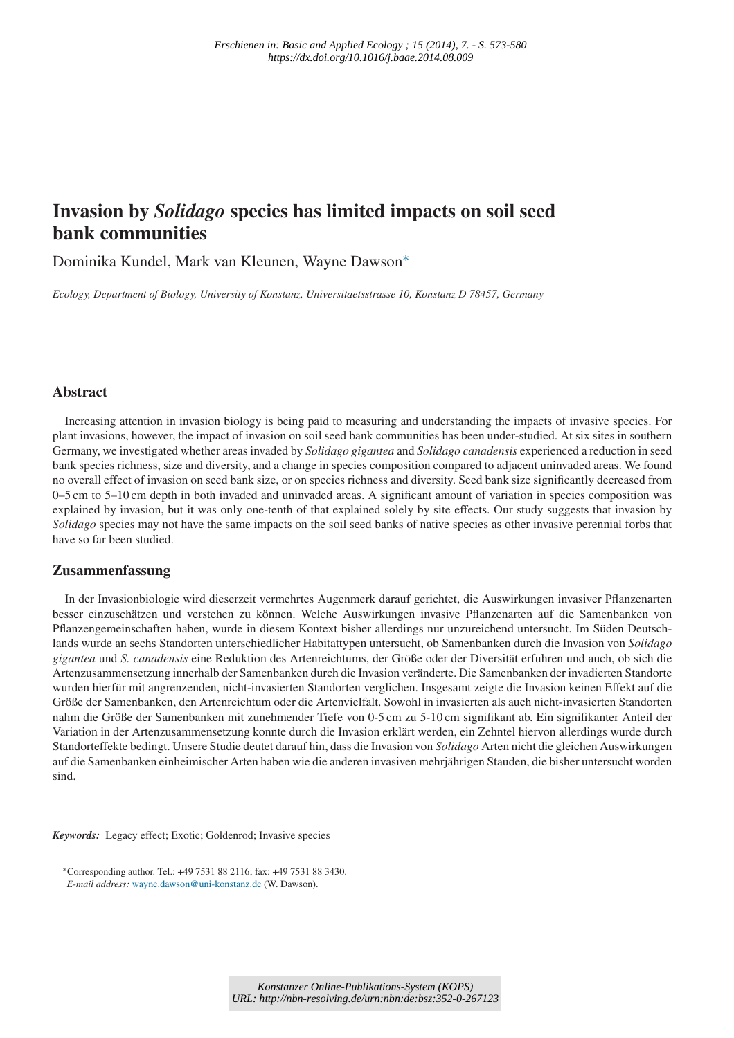Erschienen in: Basic and Applied Ecology ; 15 (2014), 7. - S. 573-580
https://dx.doi.org/10.1016/j.baae.2014.08.009

# Invasion by *Solidago* species has limited impacts on soil seed bank communities

Dominika Kundel, Mark van Kleunen, Wayne Dawson*

*Ecology, Department of Biology, University of Konstanz, Universitaetsstrasse 10, Konstanz D 78457, Germany*

## Abstract

Increasing attention in invasion biology is being paid to measuring and understanding the impacts of invasive species. For plant invasions, however, the impact of invasion on soil seed bank communities has been under-studied. At six sites in southern Germany, we investigated whether areas invaded by *Solidago gigantea* and *Solidago canadensis* experienced a reduction in seed bank species richness, size and diversity, and a change in species composition compared to adjacent uninvaded areas. We found no overall effect of invasion on seed bank size, or on species richness and diversity. Seed bank size significantly decreased from 0–5 cm to 5–10 cm depth in both invaded and uninvaded areas. A significant amount of variation in species composition was explained by invasion, but it was only one-tenth of that explained solely by site effects. Our study suggests that invasion by *Solidago* species may not have the same impacts on the soil seed banks of native species as other invasive perennial forbs that have so far been studied.

## Zusammenfassung

In der Invasionbiologie wird dieserzeit vermehrtes Augenmerk darauf gerichtet, die Auswirkungen invasiver Pflanzenarten besser einzuschätzen und verstehen zu können. Welche Auswirkungen invasive Pflanzenarten auf die Samenbanken von Pflanzengemeinschaften haben, wurde in diesem Kontext bisher allerdings nur unzureichend untersucht. Im Süden Deutschlands wurde an sechs Standorten unterschiedlicher Habitattypen untersucht, ob Samenbanken durch die Invasion von *Solidago gigantea* und *S. canadensis* eine Reduktion des Artenreichtums, der Größe oder der Diversität erfuhren und auch, ob sich die Artenzusammensetzung innerhalb der Samenbanken durch die Invasion veränderte. Die Samenbanken der invadierten Standorte wurden hierfür mit angrenzenden, nicht-invasierten Standorten verglichen. Insgesamt zeigte die Invasion keinen Effekt auf die Größe der Samenbanken, den Artenreichtum oder die Artenvielfalt. Sowohl in invasierten als auch nicht-invasierten Standorten nahm die Größe der Samenbanken mit zunehmender Tiefe von 0-5 cm zu 5-10 cm signifikant ab. Ein signifikanter Anteil der Variation in der Artenzusammensetzung konnte durch die Invasion erklärt werden, ein Zehntel hiervon allerdings wurde durch Standorteffekte bedingt. Unsere Studie deutet darauf hin, dass die Invasion von *Solidago* Arten nicht die gleichen Auswirkungen auf die Samenbanken einheimischer Arten haben wie die anderen invasiven mehrjährigen Stauden, die bisher untersucht worden sind.

***Keywords:*** Legacy effect; Exotic; Goldenrod; Invasive species

*Corresponding author. Tel.: +49 7531 88 2116; fax: +49 7531 88 3430.
*E-mail address:* wayne.dawson@uni-konstanz.de (W. Dawson).

Konstanzer Online-Publikations-System (KOPS)
URL: http://nbn-resolving.de/urn:nbn:de:bsz:352-0-267123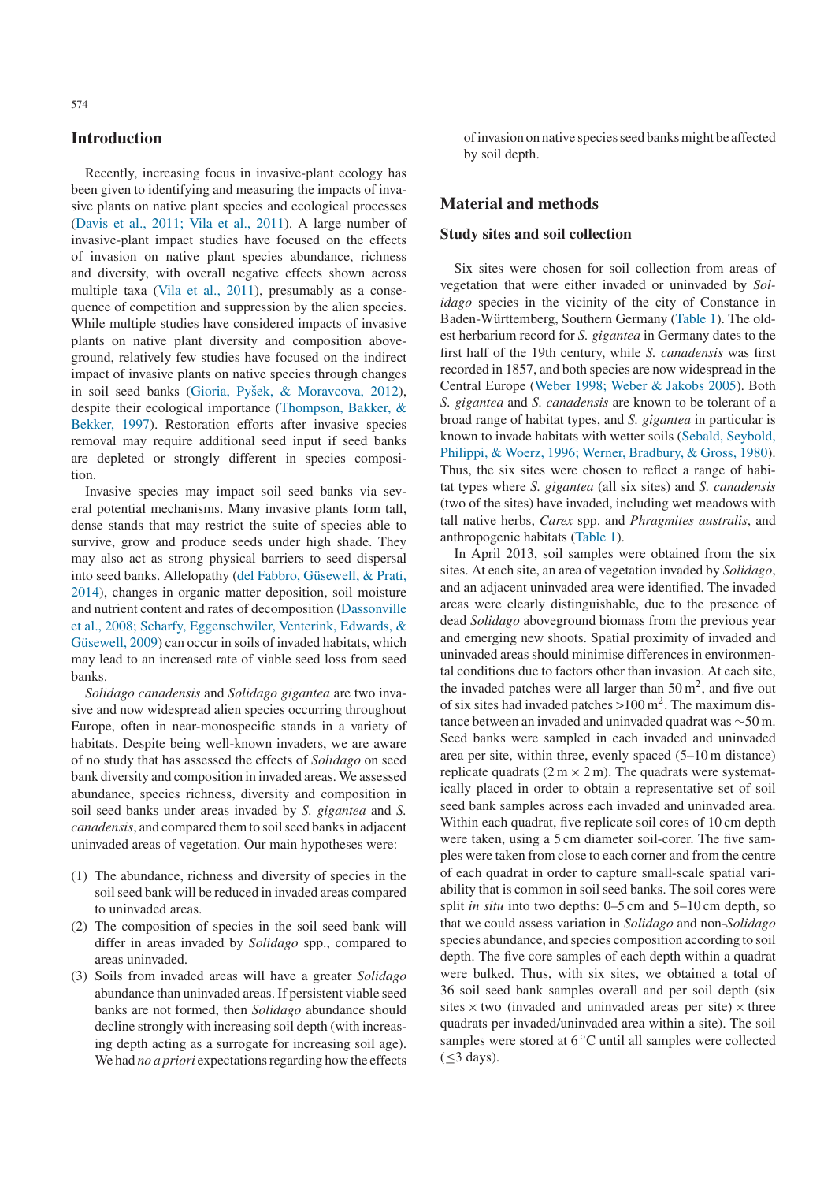## Introduction

Recently, increasing focus in invasive-plant ecology has been given to identifying and measuring the impacts of invasive plants on native plant species and ecological processes (Davis et al., 2011; Vila et al., 2011). A large number of invasive-plant impact studies have focused on the effects of invasion on native plant species abundance, richness and diversity, with overall negative effects shown across multiple taxa (Vila et al., 2011), presumably as a consequence of competition and suppression by the alien species. While multiple studies have considered impacts of invasive plants on native plant diversity and composition aboveground, relatively few studies have focused on the indirect impact of invasive plants on native species through changes in soil seed banks (Gioria, Pyšek, & Moravcova, 2012), despite their ecological importance (Thompson, Bakker, & Bekker, 1997). Restoration efforts after invasive species removal may require additional seed input if seed banks are depleted or strongly different in species composition.

Invasive species may impact soil seed banks via several potential mechanisms. Many invasive plants form tall, dense stands that may restrict the suite of species able to survive, grow and produce seeds under high shade. They may also act as strong physical barriers to seed dispersal into seed banks. Allelopathy (del Fabbro, Güsewell, & Prati, 2014), changes in organic matter deposition, soil moisture and nutrient content and rates of decomposition (Dassonville et al., 2008; Scharfy, Eggenschwiler, Venterink, Edwards, & Güsewell, 2009) can occur in soils of invaded habitats, which may lead to an increased rate of viable seed loss from seed banks.

*Solidago canadensis* and *Solidago gigantea* are two invasive and now widespread alien species occurring throughout Europe, often in near-monospecific stands in a variety of habitats. Despite being well-known invaders, we are aware of no study that has assessed the effects of *Solidago* on seed bank diversity and composition in invaded areas. We assessed abundance, species richness, diversity and composition in soil seed banks under areas invaded by *S. gigantea* and *S. canadensis*, and compared them to soil seed banks in adjacent uninvaded areas of vegetation. Our main hypotheses were:

(1) The abundance, richness and diversity of species in the soil seed bank will be reduced in invaded areas compared to uninvaded areas.
(2) The composition of species in the soil seed bank will differ in areas invaded by *Solidago* spp., compared to areas uninvaded.
(3) Soils from invaded areas will have a greater *Solidago* abundance than uninvaded areas. If persistent viable seed banks are not formed, then *Solidago* abundance should decline strongly with increasing soil depth (with increasing depth acting as a surrogate for increasing soil age). We had *no a priori* expectations regarding how the effects of invasion on native species seed banks might be affected by soil depth.

## Material and methods

### Study sites and soil collection

Six sites were chosen for soil collection from areas of vegetation that were either invaded or uninvaded by *Solidago* species in the vicinity of the city of Constance in Baden-Württemberg, Southern Germany (Table 1). The oldest herbarium record for *S. gigantea* in Germany dates to the first half of the 19th century, while *S. canadensis* was first recorded in 1857, and both species are now widespread in the Central Europe (Weber 1998; Weber & Jakobs 2005). Both *S. gigantea* and *S. canadensis* are known to be tolerant of a broad range of habitat types, and *S. gigantea* in particular is known to invade habitats with wetter soils (Sebald, Seybold, Philippi, & Woerz, 1996; Werner, Bradbury, & Gross, 1980). Thus, the six sites were chosen to reflect a range of habitat types where *S. gigantea* (all six sites) and *S. canadensis* (two of the sites) have invaded, including wet meadows with tall native herbs, *Carex* spp. and *Phragmites australis*, and anthropogenic habitats (Table 1).

In April 2013, soil samples were obtained from the six sites. At each site, an area of vegetation invaded by *Solidago*, and an adjacent uninvaded area were identified. The invaded areas were clearly distinguishable, due to the presence of dead *Solidago* aboveground biomass from the previous year and emerging new shoots. Spatial proximity of invaded and uninvaded areas should minimise differences in environmental conditions due to factors other than invasion. At each site, the invaded patches were all larger than 50 m$^2$, and five out of six sites had invaded patches >100 m$^2$. The maximum distance between an invaded and uninvaded quadrat was ~50 m. Seed banks were sampled in each invaded and uninvaded area per site, within three, evenly spaced (5–10 m distance) replicate quadrats (2 m × 2 m). The quadrats were systematically placed in order to obtain a representative set of soil seed bank samples across each invaded and uninvaded area. Within each quadrat, five replicate soil cores of 10 cm depth were taken, using a 5 cm diameter soil-corer. The five samples were taken from close to each corner and from the centre of each quadrat in order to capture small-scale spatial variability that is common in soil seed banks. The soil cores were split *in situ* into two depths: 0–5 cm and 5–10 cm depth, so that we could assess variation in *Solidago* and non-*Solidago* species abundance, and species composition according to soil depth. The five core samples of each depth within a quadrat were bulked. Thus, with six sites, we obtained a total of 36 soil seed bank samples overall and per soil depth (six sites × two (invaded and uninvaded areas per site) × three quadrats per invaded/uninvaded area within a site). The soil samples were stored at 6 °C until all samples were collected (≤3 days).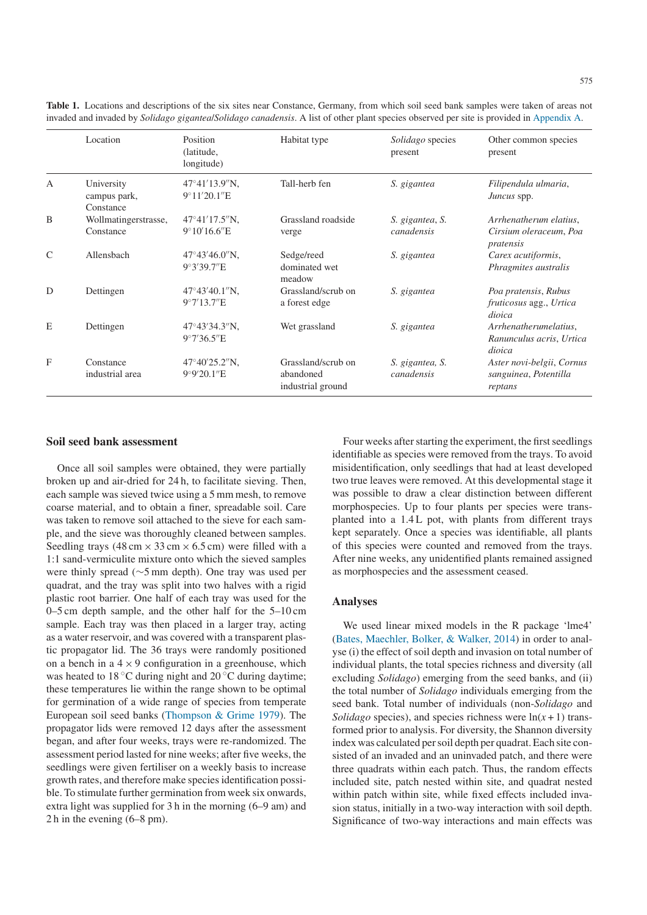**Table 1.** Locations and descriptions of the six sites near Constance, Germany, from which soil seed bank samples were taken of areas not invaded and invaded by *Solidago gigantea*/*Solidago canadensis*. A list of other plant species observed per site is provided in Appendix A.

| | Location | Position (latitude, longitude) | Habitat type | *Solidago* species present | Other common species present |
|---|---|---|---|---|---|
| A | University campus park, Constance | 47°41′13.9″N, 9°11′20.1″E | Tall-herb fen | *S. gigantea* | *Filipendula ulmaria*, *Juncus* spp. |
| B | Wollmatingerstrasse, Constance | 47°41′17.5″N, 9°10′16.6″E | Grassland roadside verge | *S. gigantea*, *S. canadensis* | *Arrhenatherum elatius*, *Cirsium oleraceum*, *Poa pratensis* |
| C | Allensbach | 47°43′46.0″N, 9°3′39.7″E | Sedge/reed dominated wet meadow | *S. gigantea* | *Carex acutiformis*, *Phragmites australis* |
| D | Dettingen | 47°43′40.1″N, 9°7′13.7″E | Grassland/scrub on a forest edge | *S. gigantea* | *Poa pratensis*, *Rubus fruticosus* agg., *Urtica dioica* |
| E | Dettingen | 47°43′34.3″N, 9°7′36.5″E | Wet grassland | *S. gigantea* | *Arrhenatherumelatius*, *Ranunculus acris*, *Urtica dioica* |
| F | Constance industrial area | 47°40′25.2″N, 9°9′20.1″E | Grassland/scrub on abandoned industrial ground | *S. gigantea*, *S. canadensis* | *Aster novi-belgii*, *Cornus sanguinea*, *Potentilla reptans* |

## Soil seed bank assessment

Once all soil samples were obtained, they were partially broken up and air-dried for 24 h, to facilitate sieving. Then, each sample was sieved twice using a 5 mm mesh, to remove coarse material, and to obtain a finer, spreadable soil. Care was taken to remove soil attached to the sieve for each sample, and the sieve was thoroughly cleaned between samples. Seedling trays (48 cm × 33 cm × 6.5 cm) were filled with a 1:1 sand-vermiculite mixture onto which the sieved samples were thinly spread (~5 mm depth). One tray was used per quadrat, and the tray was split into two halves with a rigid plastic root barrier. One half of each tray was used for the 0–5 cm depth sample, and the other half for the 5–10 cm sample. Each tray was then placed in a larger tray, acting as a water reservoir, and was covered with a transparent plastic propagator lid. The 36 trays were randomly positioned on a bench in a 4 × 9 configuration in a greenhouse, which was heated to 18 °C during night and 20 °C during daytime; these temperatures lie within the range shown to be optimal for germination of a wide range of species from temperate European soil seed banks (Thompson & Grime 1979). The propagator lids were removed 12 days after the assessment began, and after four weeks, trays were re-randomized. The assessment period lasted for nine weeks; after five weeks, the seedlings were given fertiliser on a weekly basis to increase growth rates, and therefore make species identification possible. To stimulate further germination from week six onwards, extra light was supplied for 3 h in the morning (6–9 am) and 2 h in the evening (6–8 pm).

Four weeks after starting the experiment, the first seedlings identifiable as species were removed from the trays. To avoid misidentification, only seedlings that had at least developed two true leaves were removed. At this developmental stage it was possible to draw a clear distinction between different morphospecies. Up to four plants per species were transplanted into a 1.4 L pot, with plants from different trays kept separately. Once a species was identifiable, all plants of this species were counted and removed from the trays. After nine weeks, any unidentified plants remained assigned as morphospecies and the assessment ceased.

## Analyses

We used linear mixed models in the R package 'lme4' (Bates, Maechler, Bolker, & Walker, 2014) in order to analyse (i) the effect of soil depth and invasion on total number of individual plants, the total species richness and diversity (all excluding *Solidago*) emerging from the seed banks, and (ii) the total number of *Solidago* individuals emerging from the seed bank. Total number of individuals (non-*Solidago* and *Solidago* species), and species richness were $\ln(x+1)$ transformed prior to analysis. For diversity, the Shannon diversity index was calculated per soil depth per quadrat. Each site consisted of an invaded and an uninvaded patch, and there were three quadrats within each patch. Thus, the random effects included site, patch nested within site, and quadrat nested within patch within site, while fixed effects included invasion status, initially in a two-way interaction with soil depth. Significance of two-way interactions and main effects was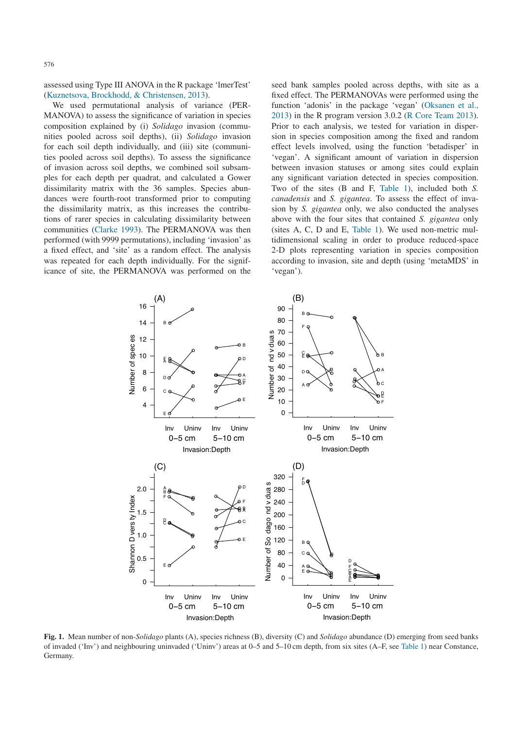assessed using Type III ANOVA in the R package 'lmerTest' (Kuznetsova, Brockhodd, & Christensen, 2013).

We used permutational analysis of variance (PERMANOVA) to assess the significance of variation in species composition explained by (i) *Solidago* invasion (communities pooled across soil depths), (ii) *Solidago* invasion for each soil depth individually, and (iii) site (communities pooled across soil depths). To assess the significance of invasion across soil depths, we combined soil subsamples for each depth per quadrat, and calculated a Gower dissimilarity matrix with the 36 samples. Species abundances were fourth-root transformed prior to computing the dissimilarity matrix, as this increases the contributions of rarer species in calculating dissimilarity between communities (Clarke 1993). The PERMANOVA was then performed (with 9999 permutations), including 'invasion' as a fixed effect, and 'site' as a random effect. The analysis was repeated for each depth individually. For the significance of site, the PERMANOVA was performed on the seed bank samples pooled across depths, with site as a fixed effect. The PERMANOVAs were performed using the function 'adonis' in the package 'vegan' (Oksanen et al., 2013) in the R program version 3.0.2 (R Core Team 2013). Prior to each analysis, we tested for variation in dispersion in species composition among the fixed and random effect levels involved, using the function 'betadisper' in 'vegan'. A significant amount of variation in dispersion between invasion statuses or among sites could explain any significant variation detected in species composition. Two of the sites (B and F, Table 1), included both *S. canadensis* and *S. gigantea*. To assess the effect of invasion by *S. gigantea* only, we also conducted the analyses above with the four sites that contained *S. gigantea* only (sites A, C, D and E, Table 1). We used non-metric multidimensional scaling in order to produce reduced-space 2-D plots representing variation in species composition according to invasion, site and depth (using 'metaMDS' in 'vegan').

**Fig. 1.** Mean number of non-*Solidago* plants (A), species richness (B), diversity (C) and *Solidago* abundance (D) emerging from seed banks of invaded ('Inv') and neighbouring uninvaded ('Uninv') areas at 0–5 and 5–10 cm depth, from six sites (A–F, see Table 1) near Constance, Germany.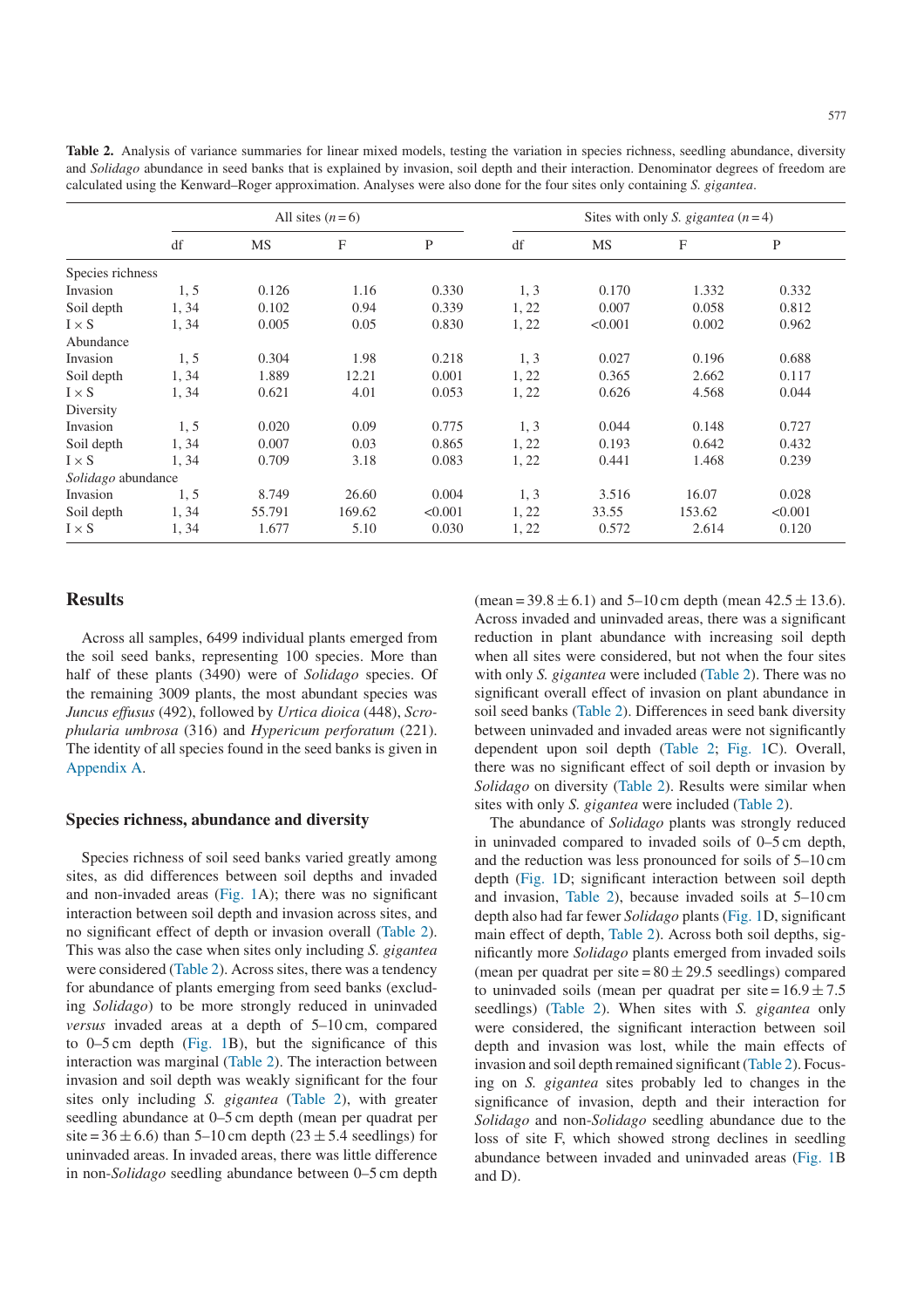**Table 2.** Analysis of variance summaries for linear mixed models, testing the variation in species richness, seedling abundance, diversity and *Solidago* abundance in seed banks that is explained by invasion, soil depth and their interaction. Denominator degrees of freedom are calculated using the Kenward–Roger approximation. Analyses were also done for the four sites only containing *S. gigantea*.

| | All sites ($n = 6$) | | | | Sites with only *S. gigantea* ($n = 4$) | | | |
|---|---|---|---|---|---|---|---|---|
| | df | MS | F | P | df | MS | F | P |
| Species richness | | | | | | | | |
| Invasion | 1, 5 | 0.126 | 1.16 | 0.330 | 1, 3 | 0.170 | 1.332 | 0.332 |
| Soil depth | 1, 34 | 0.102 | 0.94 | 0.339 | 1, 22 | 0.007 | 0.058 | 0.812 |
| I × S | 1, 34 | 0.005 | 0.05 | 0.830 | 1, 22 | <0.001 | 0.002 | 0.962 |
| Abundance | | | | | | | | |
| Invasion | 1, 5 | 0.304 | 1.98 | 0.218 | 1, 3 | 0.027 | 0.196 | 0.688 |
| Soil depth | 1, 34 | 1.889 | 12.21 | 0.001 | 1, 22 | 0.365 | 2.662 | 0.117 |
| I × S | 1, 34 | 0.621 | 4.01 | 0.053 | 1, 22 | 0.626 | 4.568 | 0.044 |
| Diversity | | | | | | | | |
| Invasion | 1, 5 | 0.020 | 0.09 | 0.775 | 1, 3 | 0.044 | 0.148 | 0.727 |
| Soil depth | 1, 34 | 0.007 | 0.03 | 0.865 | 1, 22 | 0.193 | 0.642 | 0.432 |
| I × S | 1, 34 | 0.709 | 3.18 | 0.083 | 1, 22 | 0.441 | 1.468 | 0.239 |
| *Solidago* abundance | | | | | | | | |
| Invasion | 1, 5 | 8.749 | 26.60 | 0.004 | 1, 3 | 3.516 | 16.07 | 0.028 |
| Soil depth | 1, 34 | 55.791 | 169.62 | <0.001 | 1, 22 | 33.55 | 153.62 | <0.001 |
| I × S | 1, 34 | 1.677 | 5.10 | 0.030 | 1, 22 | 0.572 | 2.614 | 0.120 |

## Results

Across all samples, 6499 individual plants emerged from the soil seed banks, representing 100 species. More than half of these plants (3490) were of *Solidago* species. Of the remaining 3009 plants, the most abundant species was *Juncus effusus* (492), followed by *Urtica dioica* (448), *Scrophularia umbrosa* (316) and *Hypericum perforatum* (221). The identity of all species found in the seed banks is given in Appendix A.

### Species richness, abundance and diversity

Species richness of soil seed banks varied greatly among sites, as did differences between soil depths and invaded and non-invaded areas (Fig. 1A); there was no significant interaction between soil depth and invasion across sites, and no significant effect of depth or invasion overall (Table 2). This was also the case when sites only including *S. gigantea* were considered (Table 2). Across sites, there was a tendency for abundance of plants emerging from seed banks (excluding *Solidago*) to be more strongly reduced in uninvaded *versus* invaded areas at a depth of 5–10 cm, compared to 0–5 cm depth (Fig. 1B), but the significance of this interaction was marginal (Table 2). The interaction between invasion and soil depth was weakly significant for the four sites only including *S. gigantea* (Table 2), with greater seedling abundance at 0–5 cm depth (mean per quadrat per site = 36 ± 6.6) than 5–10 cm depth (23 ± 5.4 seedlings) for uninvaded areas. In invaded areas, there was little difference in non-*Solidago* seedling abundance between 0–5 cm depth (mean = 39.8 ± 6.1) and 5–10 cm depth (mean 42.5 ± 13.6). Across invaded and uninvaded areas, there was a significant reduction in plant abundance with increasing soil depth when all sites were considered, but not when the four sites with only *S. gigantea* were included (Table 2). There was no significant overall effect of invasion on plant abundance in soil seed banks (Table 2). Differences in seed bank diversity between uninvaded and invaded areas were not significantly dependent upon soil depth (Table 2; Fig. 1C). Overall, there was no significant effect of soil depth or invasion by *Solidago* on diversity (Table 2). Results were similar when sites with only *S. gigantea* were included (Table 2).

The abundance of *Solidago* plants was strongly reduced in uninvaded compared to invaded soils of 0–5 cm depth, and the reduction was less pronounced for soils of 5–10 cm depth (Fig. 1D; significant interaction between soil depth and invasion, Table 2), because invaded soils at 5–10 cm depth also had far fewer *Solidago* plants (Fig. 1D, significant main effect of depth, Table 2). Across both soil depths, significantly more *Solidago* plants emerged from invaded soils (mean per quadrat per site = 80 ± 29.5 seedlings) compared to uninvaded soils (mean per quadrat per site = 16.9 ± 7.5 seedlings) (Table 2). When sites with *S. gigantea* only were considered, the significant interaction between soil depth and invasion was lost, while the main effects of invasion and soil depth remained significant (Table 2). Focusing on *S. gigantea* sites probably led to changes in the significance of invasion, depth and their interaction for *Solidago* and non-*Solidago* seedling abundance due to the loss of site F, which showed strong declines in seedling abundance between invaded and uninvaded areas (Fig. 1B and D).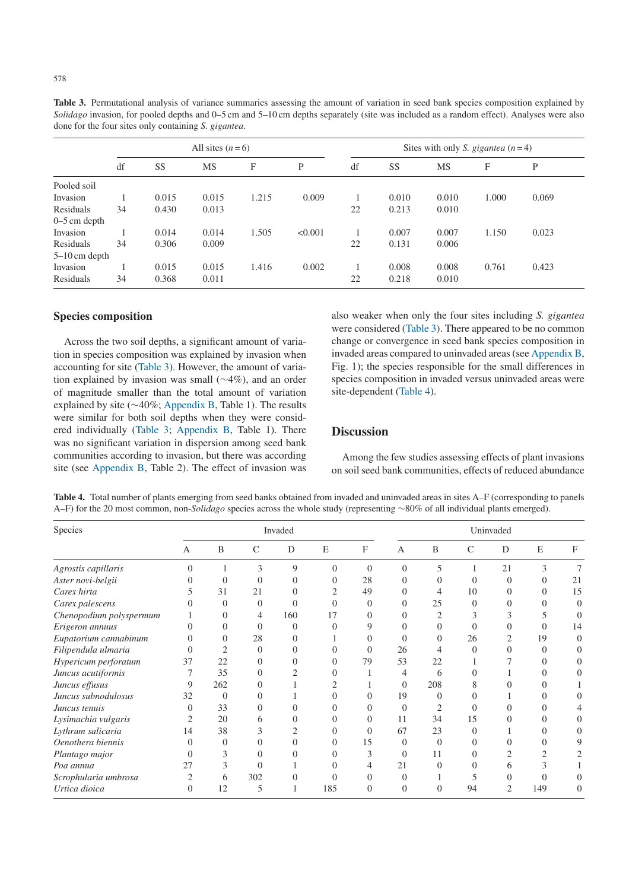**Table 3.** Permutational analysis of variance summaries assessing the amount of variation in seed bank species composition explained by *Solidago* invasion, for pooled depths and 0–5 cm and 5–10 cm depths separately (site was included as a random effect). Analyses were also done for the four sites only containing *S. gigantea*.

| | All sites ($n = 6$) | | | | | Sites with only *S. gigantea* ($n = 4$) | | | | |
|---|---|---|---|---|---|---|---|---|---|---|
| | df | SS | MS | F | P | df | SS | MS | F | P |
| Pooled soil | | | | | | | | | | |
| Invasion | 1 | 0.015 | 0.015 | 1.215 | 0.009 | 1 | 0.010 | 0.010 | 1.000 | 0.069 |
| Residuals | 34 | 0.430 | 0.013 | | | 22 | 0.213 | 0.010 | | |
| 0–5 cm depth | | | | | | | | | | |
| Invasion | 1 | 0.014 | 0.014 | 1.505 | <0.001 | 1 | 0.007 | 0.007 | 1.150 | 0.023 |
| Residuals | 34 | 0.306 | 0.009 | | | 22 | 0.131 | 0.006 | | |
| 5–10 cm depth | | | | | | | | | | |
| Invasion | 1 | 0.015 | 0.015 | 1.416 | 0.002 | 1 | 0.008 | 0.008 | 0.761 | 0.423 |
| Residuals | 34 | 0.368 | 0.011 | | | 22 | 0.218 | 0.010 | | |

## Species composition

Across the two soil depths, a significant amount of variation in species composition was explained by invasion when accounting for site (Table 3). However, the amount of variation explained by invasion was small (~4%), and an order of magnitude smaller than the total amount of variation explained by site (~40%; Appendix B, Table 1). The results were similar for both soil depths when they were considered individually (Table 3; Appendix B, Table 1). There was no significant variation in dispersion among seed bank communities according to invasion, but there was according site (see Appendix B, Table 2). The effect of invasion was also weaker when only the four sites including *S. gigantea* were considered (Table 3). There appeared to be no common change or convergence in seed bank species composition in invaded areas compared to uninvaded areas (see Appendix B, Fig. 1); the species responsible for the small differences in species composition in invaded versus uninvaded areas were site-dependent (Table 4).

## Discussion

Among the few studies assessing effects of plant invasions on soil seed bank communities, effects of reduced abundance

**Table 4.** Total number of plants emerging from seed banks obtained from invaded and uninvaded areas in sites A–F (corresponding to panels A–F) for the 20 most common, non-*Solidago* species across the whole study (representing ~80% of all individual plants emerged).

| Species | Invaded | | | | | | Uninvaded | | | | | |
|---|---|---|---|---|---|---|---|---|---|---|---|---|
| | A | B | C | D | E | F | A | B | C | D | E | F |
| *Agrostis capillaris* | 0 | 1 | 3 | 9 | 0 | 0 | 0 | 5 | 1 | 21 | 3 | 7 |
| *Aster novi-belgii* | 0 | 0 | 0 | 0 | 0 | 28 | 0 | 0 | 0 | 0 | 0 | 21 |
| *Carex hirta* | 5 | 31 | 21 | 0 | 2 | 49 | 0 | 4 | 10 | 0 | 0 | 15 |
| *Carex palescens* | 0 | 0 | 0 | 0 | 0 | 0 | 0 | 25 | 0 | 0 | 0 | 0 |
| *Chenopodium polyspermum* | 1 | 0 | 4 | 160 | 17 | 0 | 0 | 2 | 3 | 3 | 5 | 0 |
| *Erigeron annuus* | 0 | 0 | 0 | 0 | 0 | 9 | 0 | 0 | 0 | 0 | 0 | 14 |
| *Eupatorium cannabinum* | 0 | 0 | 28 | 0 | 1 | 0 | 0 | 0 | 26 | 2 | 19 | 0 |
| *Filipendula ulmaria* | 0 | 2 | 0 | 0 | 0 | 0 | 26 | 4 | 0 | 0 | 0 | 0 |
| *Hypericum perforatum* | 37 | 22 | 0 | 0 | 0 | 79 | 53 | 22 | 1 | 7 | 0 | 0 |
| *Juncus acutiformis* | 7 | 35 | 0 | 2 | 0 | 1 | 4 | 6 | 0 | 1 | 0 | 0 |
| *Juncus effusus* | 9 | 262 | 0 | 1 | 2 | 1 | 0 | 208 | 8 | 0 | 0 | 1 |
| *Juncus subnodulosus* | 32 | 0 | 0 | 1 | 0 | 0 | 19 | 0 | 0 | 1 | 0 | 0 |
| *Juncus tenuis* | 0 | 33 | 0 | 0 | 0 | 0 | 0 | 2 | 0 | 0 | 0 | 4 |
| *Lysimachia vulgaris* | 2 | 20 | 6 | 0 | 0 | 0 | 11 | 34 | 15 | 0 | 0 | 0 |
| *Lythrum salicaria* | 14 | 38 | 3 | 2 | 0 | 0 | 67 | 23 | 0 | 1 | 0 | 0 |
| *Oenothera biennis* | 0 | 0 | 0 | 0 | 0 | 15 | 0 | 0 | 0 | 0 | 0 | 9 |
| *Plantago major* | 0 | 3 | 0 | 0 | 0 | 3 | 0 | 11 | 0 | 2 | 2 | 2 |
| *Poa annua* | 27 | 3 | 0 | 1 | 0 | 4 | 21 | 0 | 0 | 6 | 3 | 1 |
| *Scrophularia umbrosa* | 2 | 6 | 302 | 0 | 0 | 0 | 0 | 1 | 5 | 0 | 0 | 0 |
| *Urtica dioica* | 0 | 12 | 5 | 1 | 185 | 0 | 0 | 0 | 94 | 2 | 149 | 0 |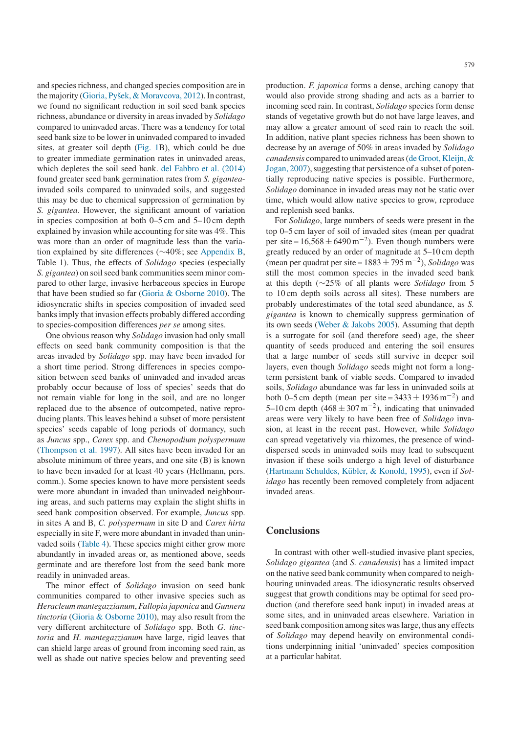and species richness, and changed species composition are in the majority (Gioria, Pyšek, & Moravcova, 2012). In contrast, we found no significant reduction in soil seed bank species richness, abundance or diversity in areas invaded by *Solidago* compared to uninvaded areas. There was a tendency for total seed bank size to be lower in uninvaded compared to invaded sites, at greater soil depth (Fig. 1B), which could be due to greater immediate germination rates in uninvaded areas, which depletes the soil seed bank. del Fabbro et al. (2014) found greater seed bank germination rates from *S. gigantea*-invaded soils compared to uninvaded soils, and suggested this may be due to chemical suppression of germination by *S. gigantea*. However, the significant amount of variation in species composition at both 0–5 cm and 5–10 cm depth explained by invasion while accounting for site was 4%. This was more than an order of magnitude less than the variation explained by site differences (~40%; see Appendix B, Table 1). Thus, the effects of *Solidago* species (especially *S. gigantea*) on soil seed bank communities seem minor compared to other large, invasive herbaceous species in Europe that have been studied so far (Gioria & Osborne 2010). The idiosyncratic shifts in species composition of invaded seed banks imply that invasion effects probably differed according to species-composition differences *per se* among sites.

One obvious reason why *Solidago* invasion had only small effects on seed bank community composition is that the areas invaded by *Solidago* spp. may have been invaded for a short time period. Strong differences in species composition between seed banks of uninvaded and invaded areas probably occur because of loss of species' seeds that do not remain viable for long in the soil, and are no longer replaced due to the absence of outcompeted, native reproducing plants. This leaves behind a subset of more persistent species' seeds capable of long periods of dormancy, such as *Juncus* spp., *Carex* spp. and *Chenopodium polyspermum* (Thompson et al. 1997). All sites have been invaded for an absolute minimum of three years, and one site (B) is known to have been invaded for at least 40 years (Hellmann, pers. comm.). Some species known to have more persistent seeds were more abundant in invaded than uninvaded neighbouring areas, and such patterns may explain the slight shifts in seed bank composition observed. For example, *Juncus* spp. in sites A and B, *C. polyspermum* in site D and *Carex hirta* especially in site F, were more abundant in invaded than uninvaded soils (Table 4). These species might either grow more abundantly in invaded areas or, as mentioned above, seeds germinate and are therefore lost from the seed bank more readily in uninvaded areas.

The minor effect of *Solidago* invasion on seed bank communities compared to other invasive species such as *Heracleum mantegazzianum*, *Fallopia japonica* and *Gunnera tinctoria* (Gioria & Osborne 2010), may also result from the very different architecture of *Solidago* spp. Both *G. tinctoria* and *H. mantegazzianum* have large, rigid leaves that can shield large areas of ground from incoming seed rain, as well as shade out native species below and preventing seed production. *F. japonica* forms a dense, arching canopy that would also provide strong shading and acts as a barrier to incoming seed rain. In contrast, *Solidago* species form dense stands of vegetative growth but do not have large leaves, and may allow a greater amount of seed rain to reach the soil. In addition, native plant species richness has been shown to decrease by an average of 50% in areas invaded by *Solidago canadensis* compared to uninvaded areas (de Groot, Kleijn, & Jogan, 2007), suggesting that persistence of a subset of potentially reproducing native species is possible. Furthermore, *Solidago* dominance in invaded areas may not be static over time, which would allow native species to grow, reproduce and replenish seed banks.

For *Solidago*, large numbers of seeds were present in the top 0–5 cm layer of soil of invaded sites (mean per quadrat per site = 16,568 ± 6490 m$^{-2}$). Even though numbers were greatly reduced by an order of magnitude at 5–10 cm depth (mean per quadrat per site = 1883 ± 795 m$^{-2}$), *Solidago* was still the most common species in the invaded seed bank at this depth (~25% of all plants were *Solidago* from 5 to 10 cm depth soils across all sites). These numbers are probably underestimates of the total seed abundance, as *S. gigantea* is known to chemically suppress germination of its own seeds (Weber & Jakobs 2005). Assuming that depth is a surrogate for soil (and therefore seed) age, the sheer quantity of seeds produced and entering the soil ensures that a large number of seeds still survive in deeper soil layers, even though *Solidago* seeds might not form a long-term persistent bank of viable seeds. Compared to invaded soils, *Solidago* abundance was far less in uninvaded soils at both 0–5 cm depth (mean per site = 3433 ± 1936 m$^{-2}$) and 5–10 cm depth (468 ± 307 m$^{-2}$), indicating that uninvaded areas were very likely to have been free of *Solidago* invasion, at least in the recent past. However, while *Solidago* can spread vegetatively via rhizomes, the presence of wind-dispersed seeds in uninvaded soils may lead to subsequent invasion if these soils undergo a high level of disturbance (Hartmann Schuldes, Kübler, & Konold, 1995), even if *Solidago* has recently been removed completely from adjacent invaded areas.

## Conclusions

In contrast with other well-studied invasive plant species, *Solidago gigantea* (and *S. canadensis*) has a limited impact on the native seed bank community when compared to neighbouring uninvaded areas. The idiosyncratic results observed suggest that growth conditions may be optimal for seed production (and therefore seed bank input) in invaded areas at some sites, and in uninvaded areas elsewhere. Variation in seed bank composition among sites was large, thus any effects of *Solidago* may depend heavily on environmental conditions underpinning initial 'uninvaded' species composition at a particular habitat.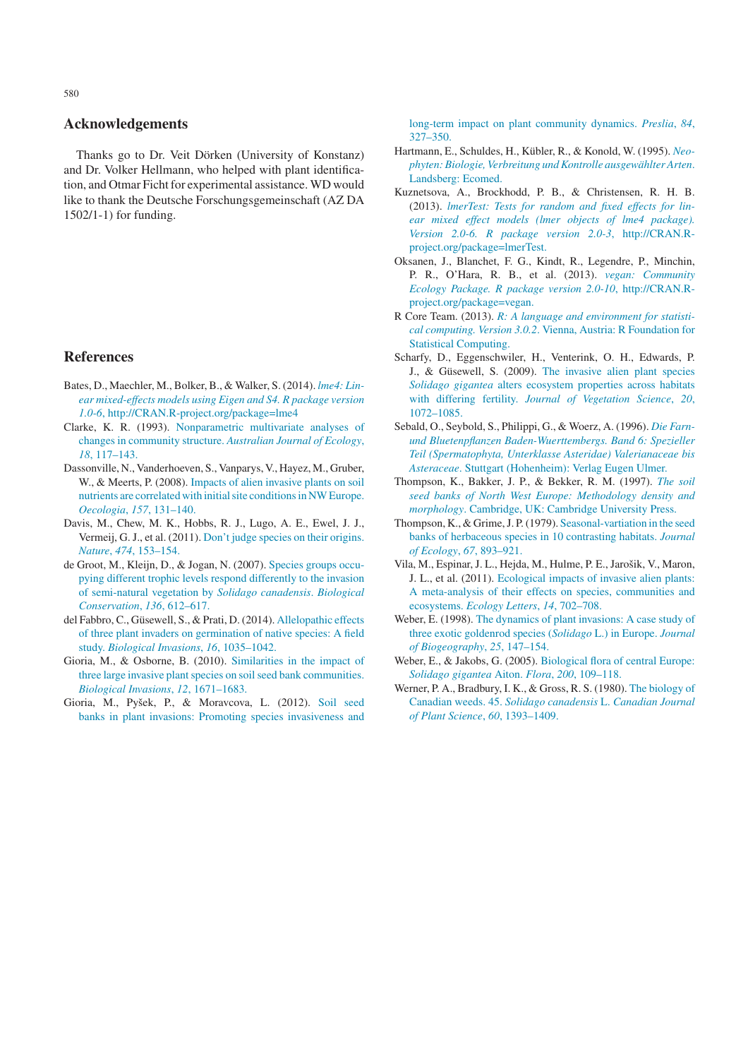## Acknowledgements

Thanks go to Dr. Veit Dörken (University of Konstanz) and Dr. Volker Hellmann, who helped with plant identification, and Otmar Ficht for experimental assistance. WD would like to thank the Deutsche Forschungsgemeinschaft (AZ DA 1502/1-1) for funding.

## References

Bates, D., Maechler, M., Bolker, B., & Walker, S. (2014). *lme4: Linear mixed-effects models using Eigen and S4. R package version 1.0-6*, http://CRAN.R-project.org/package=lme4

Clarke, K. R. (1993). Nonparametric multivariate analyses of changes in community structure. *Australian Journal of Ecology*, *18*, 117–143.

Dassonville, N., Vanderhoeven, S., Vanparys, V., Hayez, M., Gruber, W., & Meerts, P. (2008). Impacts of alien invasive plants on soil nutrients are correlated with initial site conditions in NW Europe. *Oecologia*, *157*, 131–140.

Davis, M., Chew, M. K., Hobbs, R. J., Lugo, A. E., Ewel, J. J., Vermeij, G. J., et al. (2011). Don't judge species on their origins. *Nature*, *474*, 153–154.

de Groot, M., Kleijn, D., & Jogan, N. (2007). Species groups occupying different trophic levels respond differently to the invasion of semi-natural vegetation by *Solidago canadensis*. *Biological Conservation*, *136*, 612–617.

del Fabbro, C., Güsewell, S., & Prati, D. (2014). Allelopathic effects of three plant invaders on germination of native species: A field study. *Biological Invasions*, *16*, 1035–1042.

Gioria, M., & Osborne, B. (2010). Similarities in the impact of three large invasive plant species on soil seed bank communities. *Biological Invasions*, *12*, 1671–1683.

Gioria, M., Pyšek, P., & Moravcova, L. (2012). Soil seed banks in plant invasions: Promoting species invasiveness and long-term impact on plant community dynamics. *Preslia*, *84*, 327–350.

Hartmann, E., Schuldes, H., Kübler, R., & Konold, W. (1995). *Neophyten: Biologie, Verbreitung und Kontrolle ausgewählter Arten*. Landsberg: Ecomed.

Kuznetsova, A., Brockhodd, P. B., & Christensen, R. H. B. (2013). *lmerTest: Tests for random and fixed effects for linear mixed effect models (lmer objects of lme4 package). Version 2.0-6. R package version 2.0-3*, http://CRAN.R-project.org/package=lmerTest.

Oksanen, J., Blanchet, F. G., Kindt, R., Legendre, P., Minchin, P. R., O'Hara, R. B., et al. (2013). *vegan: Community Ecology Package. R package version 2.0-10*, http://CRAN.R-project.org/package=vegan.

R Core Team. (2013). *R: A language and environment for statistical computing. Version 3.0.2*. Vienna, Austria: R Foundation for Statistical Computing.

Scharfy, D., Eggenschwiler, H., Venterink, O. H., Edwards, P. J., & Güsewell, S. (2009). The invasive alien plant species *Solidago gigantea* alters ecosystem properties across habitats with differing fertility. *Journal of Vegetation Science*, *20*, 1072–1085.

Sebald, O., Seybold, S., Philippi, G., & Woerz, A. (1996). *Die Farn- und Bluetenpflanzen Baden-Wuerttembergs. Band 6: Spezieller Teil (Spermatophyta, Unterklasse Asteridae) Valerianaceae bis Asteraceae*. Stuttgart (Hohenheim): Verlag Eugen Ulmer.

Thompson, K., Bakker, J. P., & Bekker, R. M. (1997). *The soil seed banks of North West Europe: Methodology density and morphology*. Cambridge, UK: Cambridge University Press.

Thompson, K., & Grime, J. P. (1979). Seasonal-vartiation in the seed banks of herbaceous species in 10 contrasting habitats. *Journal of Ecology*, *67*, 893–921.

Vila, M., Espinar, J. L., Hejda, M., Hulme, P. E., Jarošik, V., Maron, J. L., et al. (2011). Ecological impacts of invasive alien plants: A meta-analysis of their effects on species, communities and ecosystems. *Ecology Letters*, *14*, 702–708.

Weber, E. (1998). The dynamics of plant invasions: A case study of three exotic goldenrod species (*Solidago* L.) in Europe. *Journal of Biogeography*, *25*, 147–154.

Weber, E., & Jakobs, G. (2005). Biological flora of central Europe: *Solidago gigantea* Aiton. *Flora*, *200*, 109–118.

Werner, P. A., Bradbury, I. K., & Gross, R. S. (1980). The biology of Canadian weeds. 45. *Solidago canadensis* L. *Canadian Journal of Plant Science*, *60*, 1393–1409.